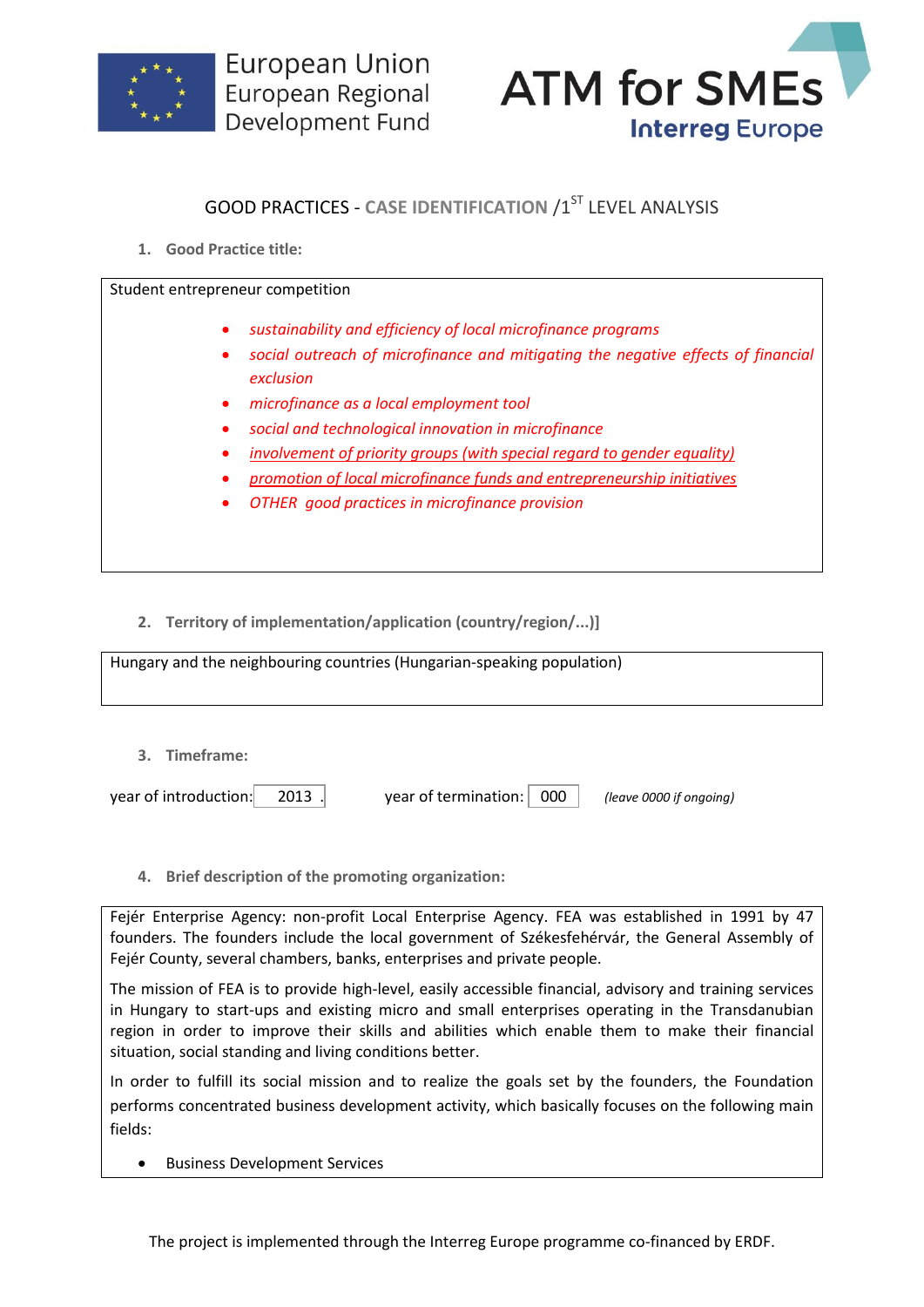European Union
European Regional
Development Fund

ATM for SMEs
Interreg Europe

## GOOD PRACTICES - CASE IDENTIFICATION /1ST LEVEL ANALYSIS

### 1. Good Practice title:

Student entrepreneur competition

- *sustainability and efficiency of local microfinance programs*
- *social outreach of microfinance and mitigating the negative effects of financial exclusion*
- *microfinance as a local employment tool*
- *social and technological innovation in microfinance*
- *involvement of priority groups (with special regard to gender equality)*
- *promotion of local microfinance funds and entrepreneurship initiatives*
- *OTHER good practices in microfinance provision*

### 2. Territory of implementation/application (country/region/...)]

Hungary and the neighbouring countries (Hungarian-speaking population)

### 3. Timeframe:

year of introduction: 2013 .   year of termination: 000   *(leave 0000 if ongoing)*

### 4. Brief description of the promoting organization:

Fejér Enterprise Agency: non-profit Local Enterprise Agency. FEA was established in 1991 by 47 founders. The founders include the local government of Székesfehérvár, the General Assembly of Fejér County, several chambers, banks, enterprises and private people.

The mission of FEA is to provide high-level, easily accessible financial, advisory and training services in Hungary to start-ups and existing micro and small enterprises operating in the Transdanubian region in order to improve their skills and abilities which enable them to make their financial situation, social standing and living conditions better.

In order to fulfill its social mission and to realize the goals set by the founders, the Foundation performs concentrated business development activity, which basically focuses on the following main fields:

- Business Development Services

The project is implemented through the Interreg Europe programme co-financed by ERDF.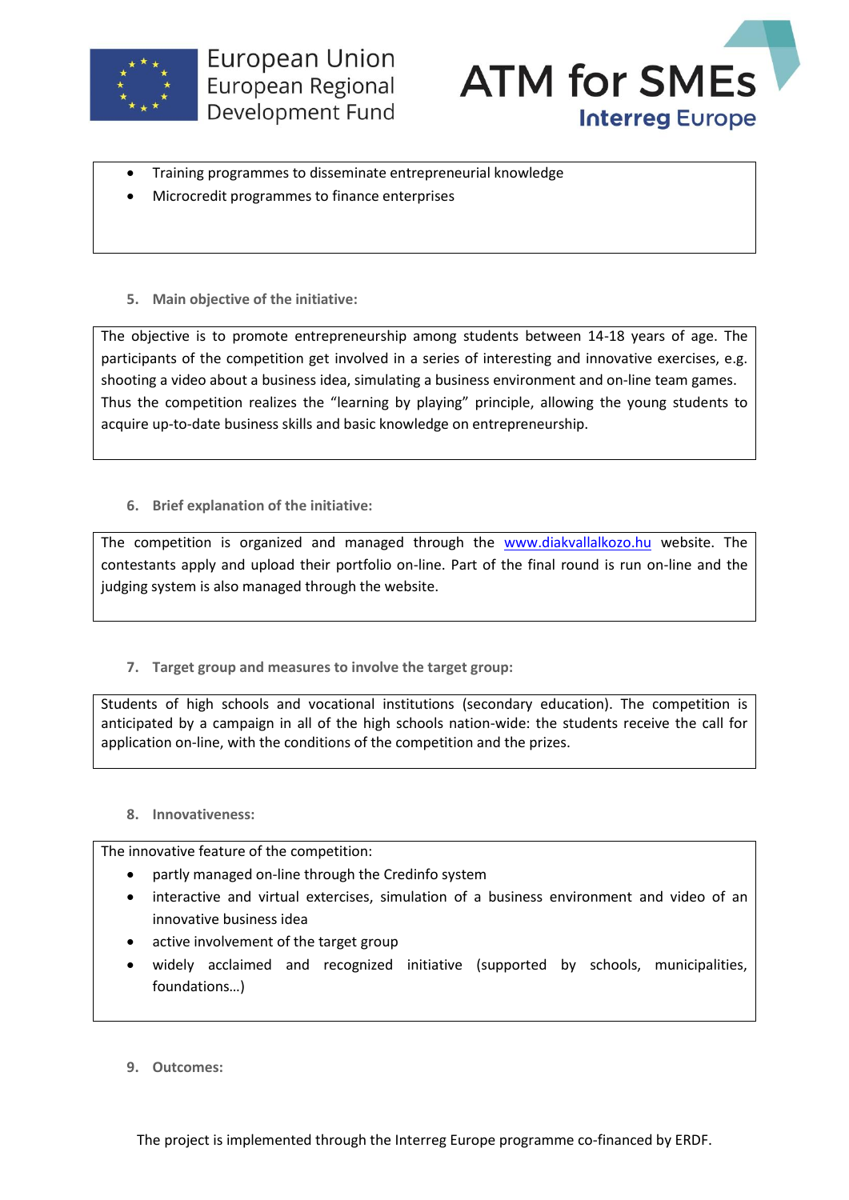- Training programmes to disseminate entrepreneurial knowledge
- Microcredit programmes to finance enterprises

**5. Main objective of the initiative:**

The objective is to promote entrepreneurship among students between 14-18 years of age. The participants of the competition get involved in a series of interesting and innovative exercises, e.g. shooting a video about a business idea, simulating a business environment and on-line team games. Thus the competition realizes the "learning by playing" principle, allowing the young students to acquire up-to-date business skills and basic knowledge on entrepreneurship.

**6. Brief explanation of the initiative:**

The competition is organized and managed through the www.diakvallalkozo.hu website. The contestants apply and upload their portfolio on-line. Part of the final round is run on-line and the judging system is also managed through the website.

**7. Target group and measures to involve the target group:**

Students of high schools and vocational institutions (secondary education). The competition is anticipated by a campaign in all of the high schools nation-wide: the students receive the call for application on-line, with the conditions of the competition and the prizes.

**8. Innovativeness:**

The innovative feature of the competition:

- partly managed on-line through the Credinfo system
- interactive and virtual extercises, simulation of a business environment and video of an innovative business idea
- active involvement of the target group
- widely acclaimed and recognized initiative (supported by schools, municipalities, foundations…)

**9. Outcomes:**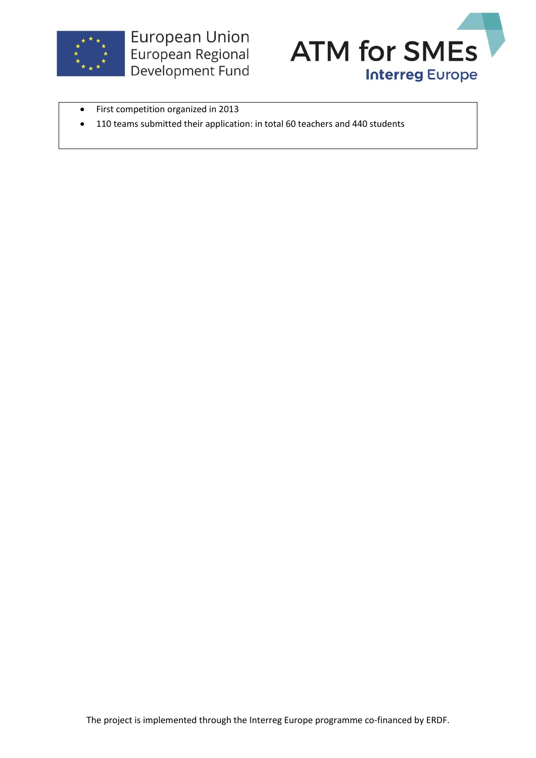- First competition organized in 2013
- 110 teams submitted their application: in total 60 teachers and 440 students